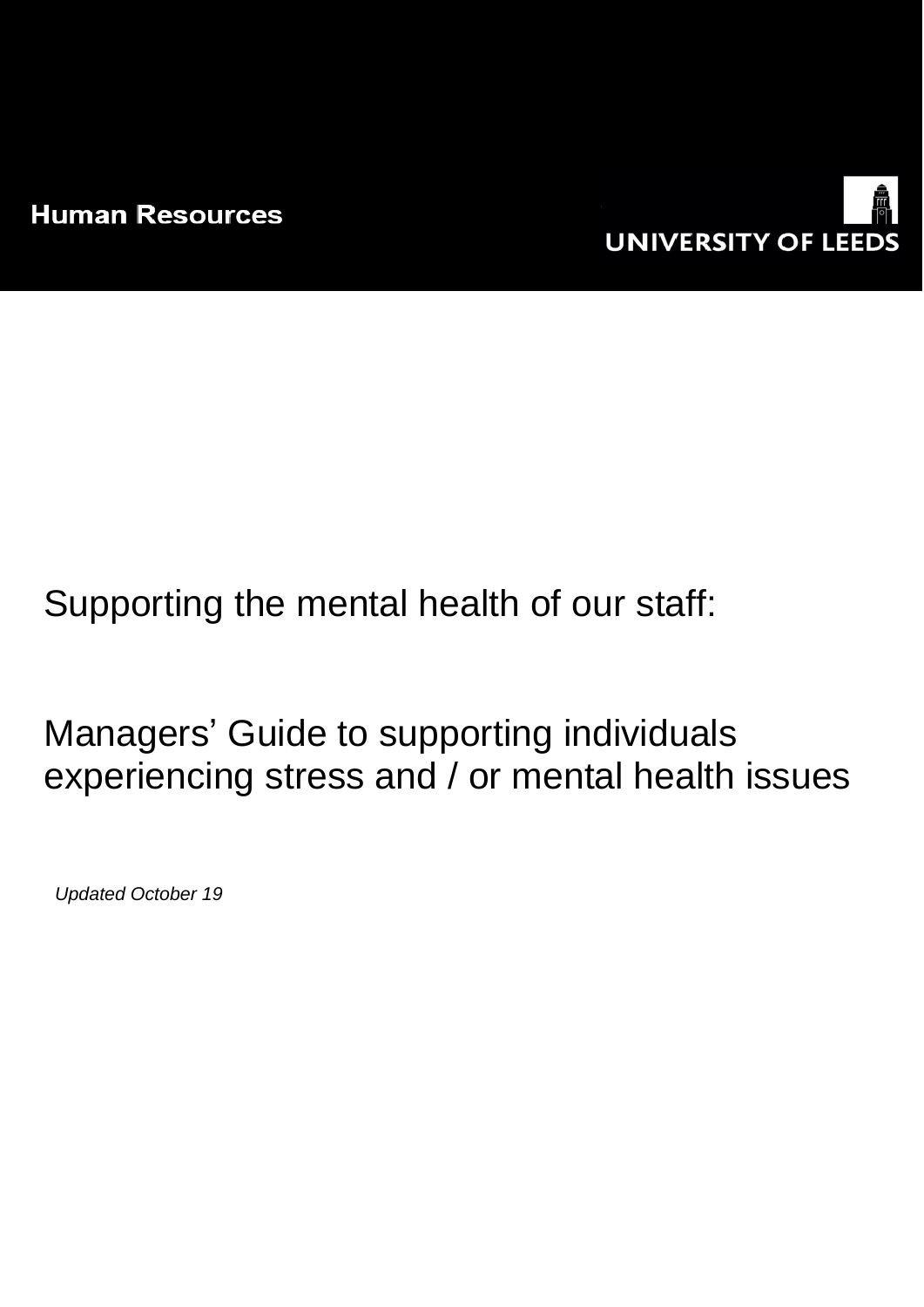Human Resources

UNIVERSITY OF LEEDS

# Supporting the mental health of our staff:

# Managers' Guide to supporting individuals experiencing stress and / or mental health issues

*Updated October 19*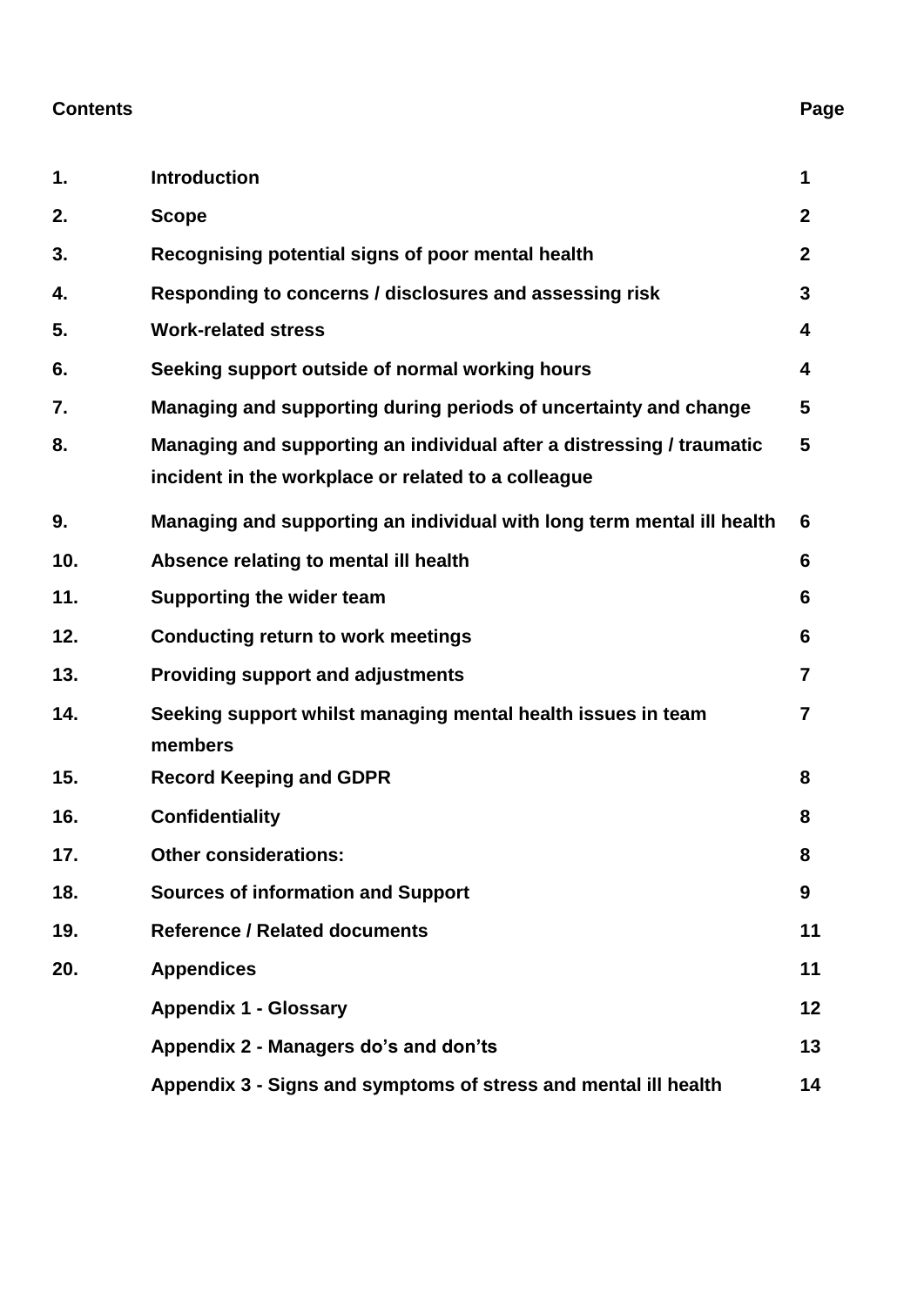| Contents | | Page |
| --- | --- | --- |
| 1. | Introduction | 1 |
| 2. | Scope | 2 |
| 3. | Recognising potential signs of poor mental health | 2 |
| 4. | Responding to concerns / disclosures and assessing risk | 3 |
| 5. | Work-related stress | 4 |
| 6. | Seeking support outside of normal working hours | 4 |
| 7. | Managing and supporting during periods of uncertainty and change | 5 |
| 8. | Managing and supporting an individual after a distressing / traumatic incident in the workplace or related to a colleague | 5 |
| 9. | Managing and supporting an individual with long term mental ill health | 6 |
| 10. | Absence relating to mental ill health | 6 |
| 11. | Supporting the wider team | 6 |
| 12. | Conducting return to work meetings | 6 |
| 13. | Providing support and adjustments | 7 |
| 14. | Seeking support whilst managing mental health issues in team members | 7 |
| 15. | Record Keeping and GDPR | 8 |
| 16. | Confidentiality | 8 |
| 17. | Other considerations: | 8 |
| 18. | Sources of information and Support | 9 |
| 19. | Reference / Related documents | 11 |
| 20. | Appendices | 11 |
| | Appendix 1 - Glossary | 12 |
| | Appendix 2 - Managers do's and don'ts | 13 |
| | Appendix 3 - Signs and symptoms of stress and mental ill health | 14 |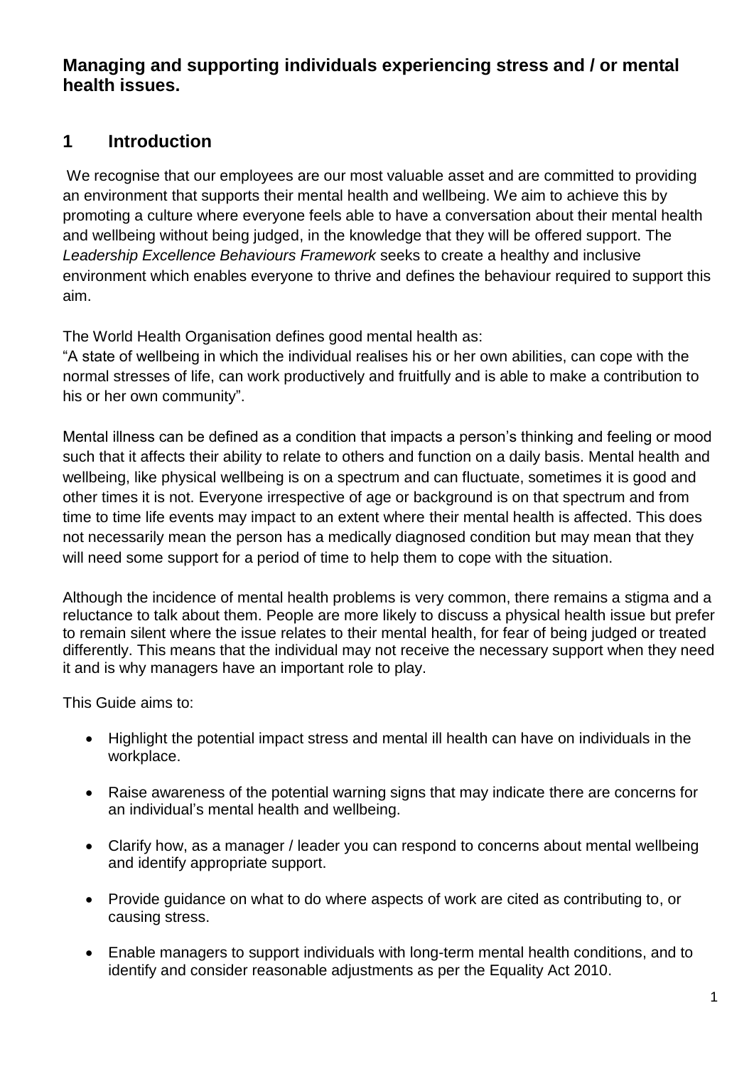**Managing and supporting individuals experiencing stress and / or mental health issues.**

## 1 Introduction

We recognise that our employees are our most valuable asset and are committed to providing an environment that supports their mental health and wellbeing. We aim to achieve this by promoting a culture where everyone feels able to have a conversation about their mental health and wellbeing without being judged, in the knowledge that they will be offered support. The *Leadership Excellence Behaviours Framework* seeks to create a healthy and inclusive environment which enables everyone to thrive and defines the behaviour required to support this aim.

The World Health Organisation defines good mental health as:
"A state of wellbeing in which the individual realises his or her own abilities, can cope with the normal stresses of life, can work productively and fruitfully and is able to make a contribution to his or her own community".

Mental illness can be defined as a condition that impacts a person's thinking and feeling or mood such that it affects their ability to relate to others and function on a daily basis. Mental health and wellbeing, like physical wellbeing is on a spectrum and can fluctuate, sometimes it is good and other times it is not. Everyone irrespective of age or background is on that spectrum and from time to time life events may impact to an extent where their mental health is affected. This does not necessarily mean the person has a medically diagnosed condition but may mean that they will need some support for a period of time to help them to cope with the situation.

Although the incidence of mental health problems is very common, there remains a stigma and a reluctance to talk about them. People are more likely to discuss a physical health issue but prefer to remain silent where the issue relates to their mental health, for fear of being judged or treated differently. This means that the individual may not receive the necessary support when they need it and is why managers have an important role to play.

This Guide aims to:

- Highlight the potential impact stress and mental ill health can have on individuals in the workplace.
- Raise awareness of the potential warning signs that may indicate there are concerns for an individual's mental health and wellbeing.
- Clarify how, as a manager / leader you can respond to concerns about mental wellbeing and identify appropriate support.
- Provide guidance on what to do where aspects of work are cited as contributing to, or causing stress.
- Enable managers to support individuals with long-term mental health conditions, and to identify and consider reasonable adjustments as per the Equality Act 2010.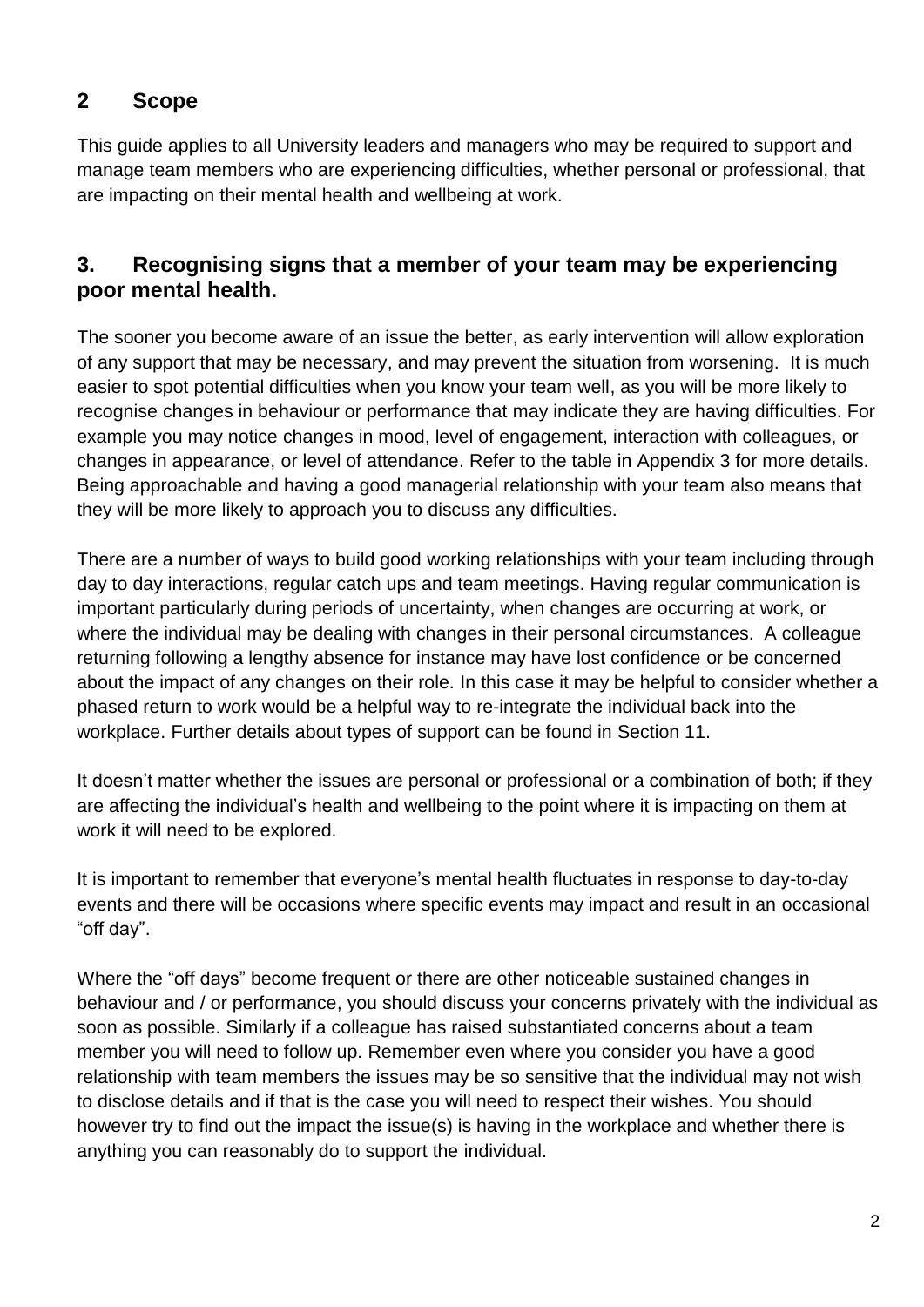## 2 Scope

This guide applies to all University leaders and managers who may be required to support and manage team members who are experiencing difficulties, whether personal or professional, that are impacting on their mental health and wellbeing at work.

## 3. Recognising signs that a member of your team may be experiencing poor mental health.

The sooner you become aware of an issue the better, as early intervention will allow exploration of any support that may be necessary, and may prevent the situation from worsening. It is much easier to spot potential difficulties when you know your team well, as you will be more likely to recognise changes in behaviour or performance that may indicate they are having difficulties. For example you may notice changes in mood, level of engagement, interaction with colleagues, or changes in appearance, or level of attendance. Refer to the table in Appendix 3 for more details. Being approachable and having a good managerial relationship with your team also means that they will be more likely to approach you to discuss any difficulties.

There are a number of ways to build good working relationships with your team including through day to day interactions, regular catch ups and team meetings. Having regular communication is important particularly during periods of uncertainty, when changes are occurring at work, or where the individual may be dealing with changes in their personal circumstances. A colleague returning following a lengthy absence for instance may have lost confidence or be concerned about the impact of any changes on their role. In this case it may be helpful to consider whether a phased return to work would be a helpful way to re-integrate the individual back into the workplace. Further details about types of support can be found in Section 11.

It doesn't matter whether the issues are personal or professional or a combination of both; if they are affecting the individual's health and wellbeing to the point where it is impacting on them at work it will need to be explored.

It is important to remember that everyone's mental health fluctuates in response to day-to-day events and there will be occasions where specific events may impact and result in an occasional "off day".

Where the "off days" become frequent or there are other noticeable sustained changes in behaviour and / or performance, you should discuss your concerns privately with the individual as soon as possible. Similarly if a colleague has raised substantiated concerns about a team member you will need to follow up. Remember even where you consider you have a good relationship with team members the issues may be so sensitive that the individual may not wish to disclose details and if that is the case you will need to respect their wishes. You should however try to find out the impact the issue(s) is having in the workplace and whether there is anything you can reasonably do to support the individual.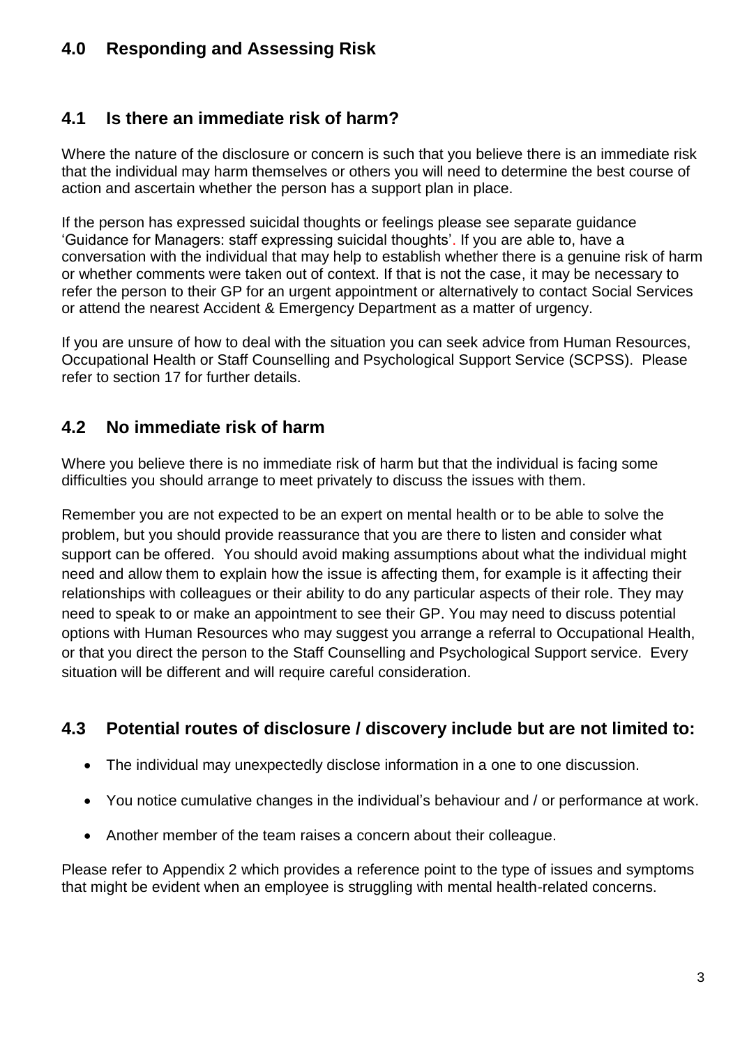## 4.0 Responding and Assessing Risk

### 4.1 Is there an immediate risk of harm?

Where the nature of the disclosure or concern is such that you believe there is an immediate risk that the individual may harm themselves or others you will need to determine the best course of action and ascertain whether the person has a support plan in place.

If the person has expressed suicidal thoughts or feelings please see separate guidance 'Guidance for Managers: staff expressing suicidal thoughts'. If you are able to, have a conversation with the individual that may help to establish whether there is a genuine risk of harm or whether comments were taken out of context. If that is not the case, it may be necessary to refer the person to their GP for an urgent appointment or alternatively to contact Social Services or attend the nearest Accident & Emergency Department as a matter of urgency.

If you are unsure of how to deal with the situation you can seek advice from Human Resources, Occupational Health or Staff Counselling and Psychological Support Service (SCPSS). Please refer to section 17 for further details.

### 4.2 No immediate risk of harm

Where you believe there is no immediate risk of harm but that the individual is facing some difficulties you should arrange to meet privately to discuss the issues with them.

Remember you are not expected to be an expert on mental health or to be able to solve the problem, but you should provide reassurance that you are there to listen and consider what support can be offered. You should avoid making assumptions about what the individual might need and allow them to explain how the issue is affecting them, for example is it affecting their relationships with colleagues or their ability to do any particular aspects of their role. They may need to speak to or make an appointment to see their GP. You may need to discuss potential options with Human Resources who may suggest you arrange a referral to Occupational Health, or that you direct the person to the Staff Counselling and Psychological Support service. Every situation will be different and will require careful consideration.

### 4.3 Potential routes of disclosure / discovery include but are not limited to:

- The individual may unexpectedly disclose information in a one to one discussion.
- You notice cumulative changes in the individual's behaviour and / or performance at work.
- Another member of the team raises a concern about their colleague.

Please refer to Appendix 2 which provides a reference point to the type of issues and symptoms that might be evident when an employee is struggling with mental health-related concerns.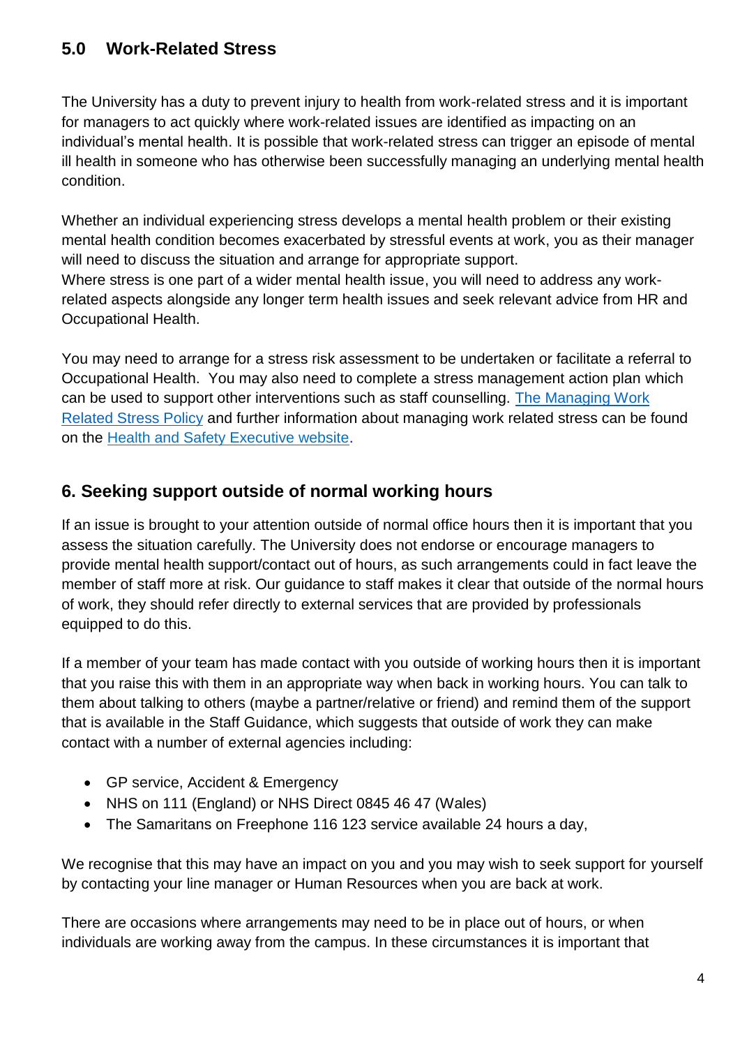## 5.0 Work-Related Stress

The University has a duty to prevent injury to health from work-related stress and it is important for managers to act quickly where work-related issues are identified as impacting on an individual's mental health. It is possible that work-related stress can trigger an episode of mental ill health in someone who has otherwise been successfully managing an underlying mental health condition.

Whether an individual experiencing stress develops a mental health problem or their existing mental health condition becomes exacerbated by stressful events at work, you as their manager will need to discuss the situation and arrange for appropriate support.
Where stress is one part of a wider mental health issue, you will need to address any work-related aspects alongside any longer term health issues and seek relevant advice from HR and Occupational Health.

You may need to arrange for a stress risk assessment to be undertaken or facilitate a referral to Occupational Health. You may also need to complete a stress management action plan which can be used to support other interventions such as staff counselling. The Managing Work Related Stress Policy and further information about managing work related stress can be found on the Health and Safety Executive website.

## 6. Seeking support outside of normal working hours

If an issue is brought to your attention outside of normal office hours then it is important that you assess the situation carefully. The University does not endorse or encourage managers to provide mental health support/contact out of hours, as such arrangements could in fact leave the member of staff more at risk. Our guidance to staff makes it clear that outside of the normal hours of work, they should refer directly to external services that are provided by professionals equipped to do this.

If a member of your team has made contact with you outside of working hours then it is important that you raise this with them in an appropriate way when back in working hours. You can talk to them about talking to others (maybe a partner/relative or friend) and remind them of the support that is available in the Staff Guidance, which suggests that outside of work they can make contact with a number of external agencies including:

- GP service, Accident & Emergency
- NHS on 111 (England) or NHS Direct 0845 46 47 (Wales)
- The Samaritans on Freephone 116 123 service available 24 hours a day,

We recognise that this may have an impact on you and you may wish to seek support for yourself by contacting your line manager or Human Resources when you are back at work.

There are occasions where arrangements may need to be in place out of hours, or when individuals are working away from the campus. In these circumstances it is important that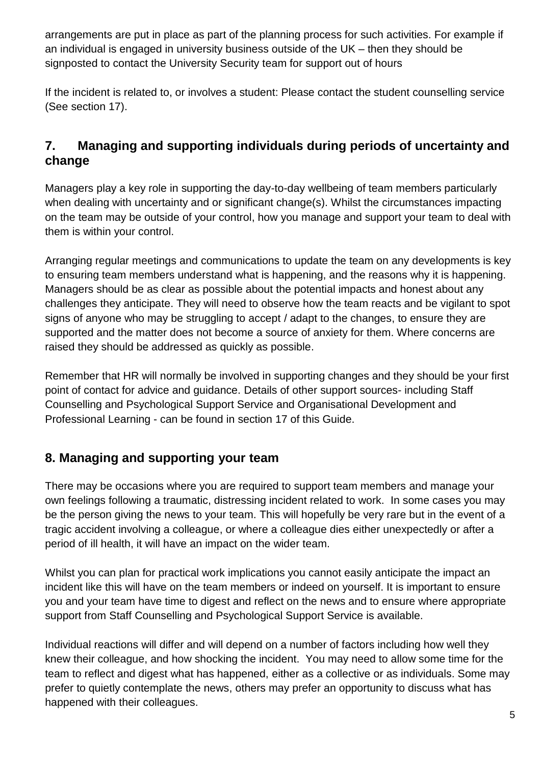arrangements are put in place as part of the planning process for such activities. For example if an individual is engaged in university business outside of the UK – then they should be signposted to contact the University Security team for support out of hours

If the incident is related to, or involves a student: Please contact the student counselling service (See section 17).

## 7. Managing and supporting individuals during periods of uncertainty and change

Managers play a key role in supporting the day-to-day wellbeing of team members particularly when dealing with uncertainty and or significant change(s). Whilst the circumstances impacting on the team may be outside of your control, how you manage and support your team to deal with them is within your control.

Arranging regular meetings and communications to update the team on any developments is key to ensuring team members understand what is happening, and the reasons why it is happening. Managers should be as clear as possible about the potential impacts and honest about any challenges they anticipate. They will need to observe how the team reacts and be vigilant to spot signs of anyone who may be struggling to accept / adapt to the changes, to ensure they are supported and the matter does not become a source of anxiety for them. Where concerns are raised they should be addressed as quickly as possible.

Remember that HR will normally be involved in supporting changes and they should be your first point of contact for advice and guidance. Details of other support sources- including Staff Counselling and Psychological Support Service and Organisational Development and Professional Learning - can be found in section 17 of this Guide.

## 8. Managing and supporting your team

There may be occasions where you are required to support team members and manage your own feelings following a traumatic, distressing incident related to work. In some cases you may be the person giving the news to your team. This will hopefully be very rare but in the event of a tragic accident involving a colleague, or where a colleague dies either unexpectedly or after a period of ill health, it will have an impact on the wider team.

Whilst you can plan for practical work implications you cannot easily anticipate the impact an incident like this will have on the team members or indeed on yourself. It is important to ensure you and your team have time to digest and reflect on the news and to ensure where appropriate support from Staff Counselling and Psychological Support Service is available.

Individual reactions will differ and will depend on a number of factors including how well they knew their colleague, and how shocking the incident. You may need to allow some time for the team to reflect and digest what has happened, either as a collective or as individuals. Some may prefer to quietly contemplate the news, others may prefer an opportunity to discuss what has happened with their colleagues.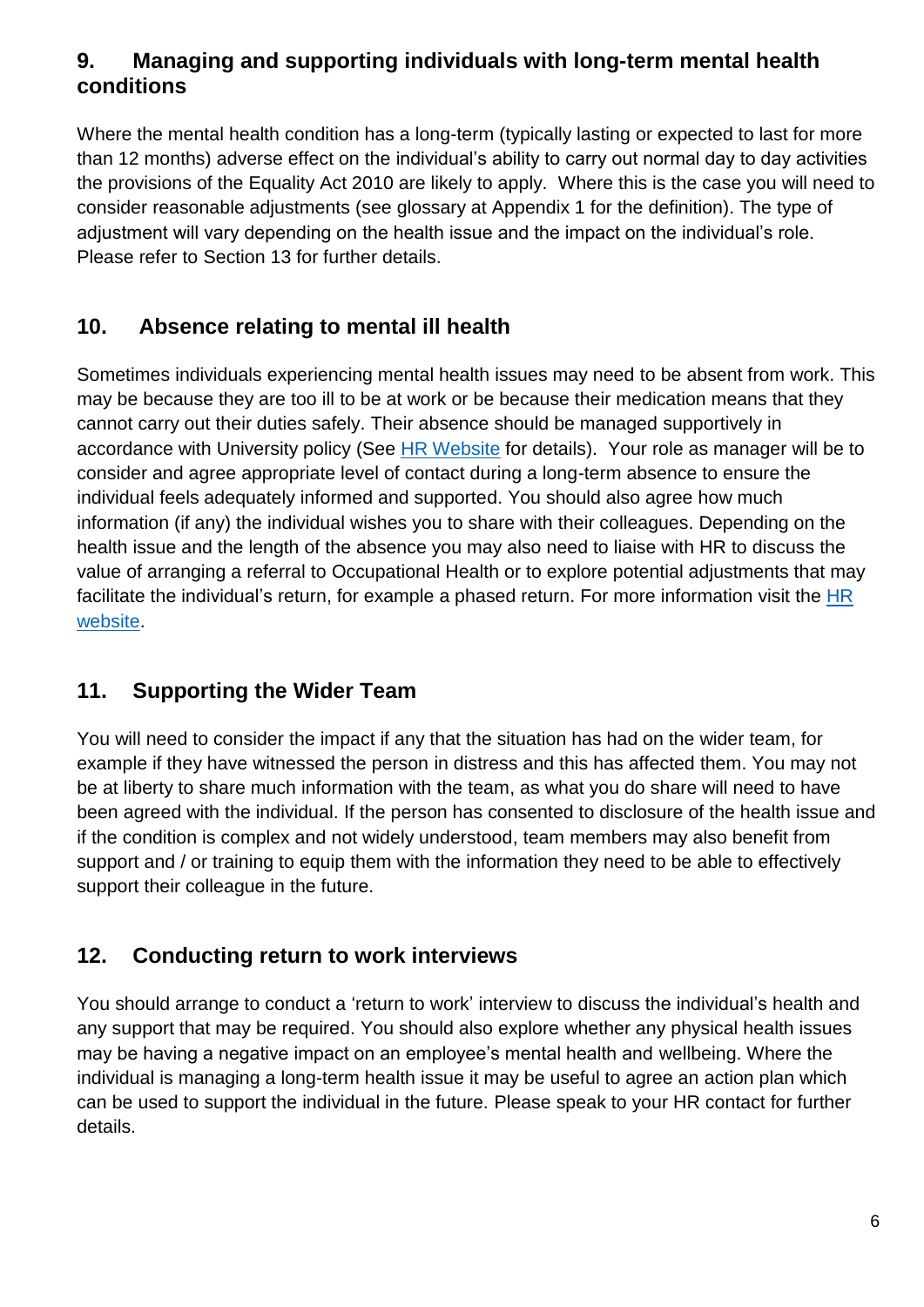## 9. Managing and supporting individuals with long-term mental health conditions

Where the mental health condition has a long-term (typically lasting or expected to last for more than 12 months) adverse effect on the individual's ability to carry out normal day to day activities the provisions of the Equality Act 2010 are likely to apply. Where this is the case you will need to consider reasonable adjustments (see glossary at Appendix 1 for the definition). The type of adjustment will vary depending on the health issue and the impact on the individual's role. Please refer to Section 13 for further details.

## 10. Absence relating to mental ill health

Sometimes individuals experiencing mental health issues may need to be absent from work. This may be because they are too ill to be at work or be because their medication means that they cannot carry out their duties safely. Their absence should be managed supportively in accordance with University policy (See HR Website for details). Your role as manager will be to consider and agree appropriate level of contact during a long-term absence to ensure the individual feels adequately informed and supported. You should also agree how much information (if any) the individual wishes you to share with their colleagues. Depending on the health issue and the length of the absence you may also need to liaise with HR to discuss the value of arranging a referral to Occupational Health or to explore potential adjustments that may facilitate the individual's return, for example a phased return. For more information visit the HR website.

## 11. Supporting the Wider Team

You will need to consider the impact if any that the situation has had on the wider team, for example if they have witnessed the person in distress and this has affected them. You may not be at liberty to share much information with the team, as what you do share will need to have been agreed with the individual. If the person has consented to disclosure of the health issue and if the condition is complex and not widely understood, team members may also benefit from support and / or training to equip them with the information they need to be able to effectively support their colleague in the future.

## 12. Conducting return to work interviews

You should arrange to conduct a 'return to work' interview to discuss the individual's health and any support that may be required. You should also explore whether any physical health issues may be having a negative impact on an employee's mental health and wellbeing. Where the individual is managing a long-term health issue it may be useful to agree an action plan which can be used to support the individual in the future. Please speak to your HR contact for further details.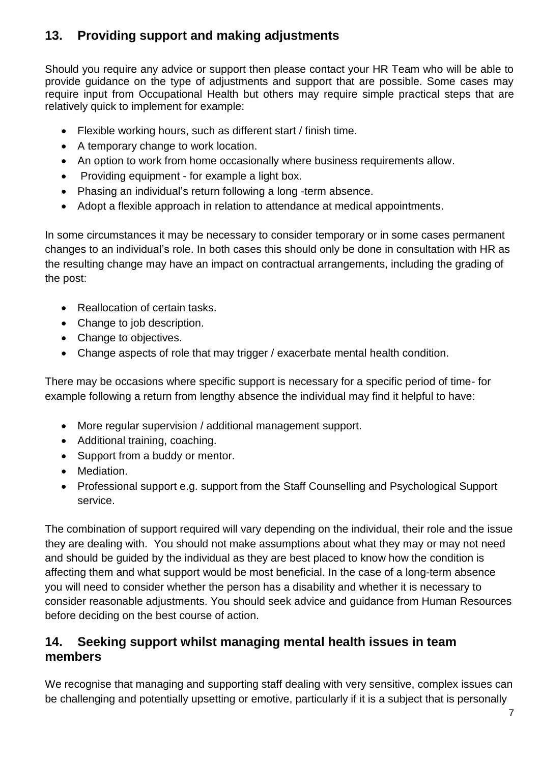## 13. Providing support and making adjustments

Should you require any advice or support then please contact your HR Team who will be able to provide guidance on the type of adjustments and support that are possible. Some cases may require input from Occupational Health but others may require simple practical steps that are relatively quick to implement for example:

- Flexible working hours, such as different start / finish time.
- A temporary change to work location.
- An option to work from home occasionally where business requirements allow.
- Providing equipment - for example a light box.
- Phasing an individual's return following a long -term absence.
- Adopt a flexible approach in relation to attendance at medical appointments.

In some circumstances it may be necessary to consider temporary or in some cases permanent changes to an individual's role. In both cases this should only be done in consultation with HR as the resulting change may have an impact on contractual arrangements, including the grading of the post:

- Reallocation of certain tasks.
- Change to job description.
- Change to objectives.
- Change aspects of role that may trigger / exacerbate mental health condition.

There may be occasions where specific support is necessary for a specific period of time- for example following a return from lengthy absence the individual may find it helpful to have:

- More regular supervision / additional management support.
- Additional training, coaching.
- Support from a buddy or mentor.
- Mediation.
- Professional support e.g. support from the Staff Counselling and Psychological Support service.

The combination of support required will vary depending on the individual, their role and the issue they are dealing with. You should not make assumptions about what they may or may not need and should be guided by the individual as they are best placed to know how the condition is affecting them and what support would be most beneficial. In the case of a long-term absence you will need to consider whether the person has a disability and whether it is necessary to consider reasonable adjustments. You should seek advice and guidance from Human Resources before deciding on the best course of action.

## 14. Seeking support whilst managing mental health issues in team members

We recognise that managing and supporting staff dealing with very sensitive, complex issues can be challenging and potentially upsetting or emotive, particularly if it is a subject that is personally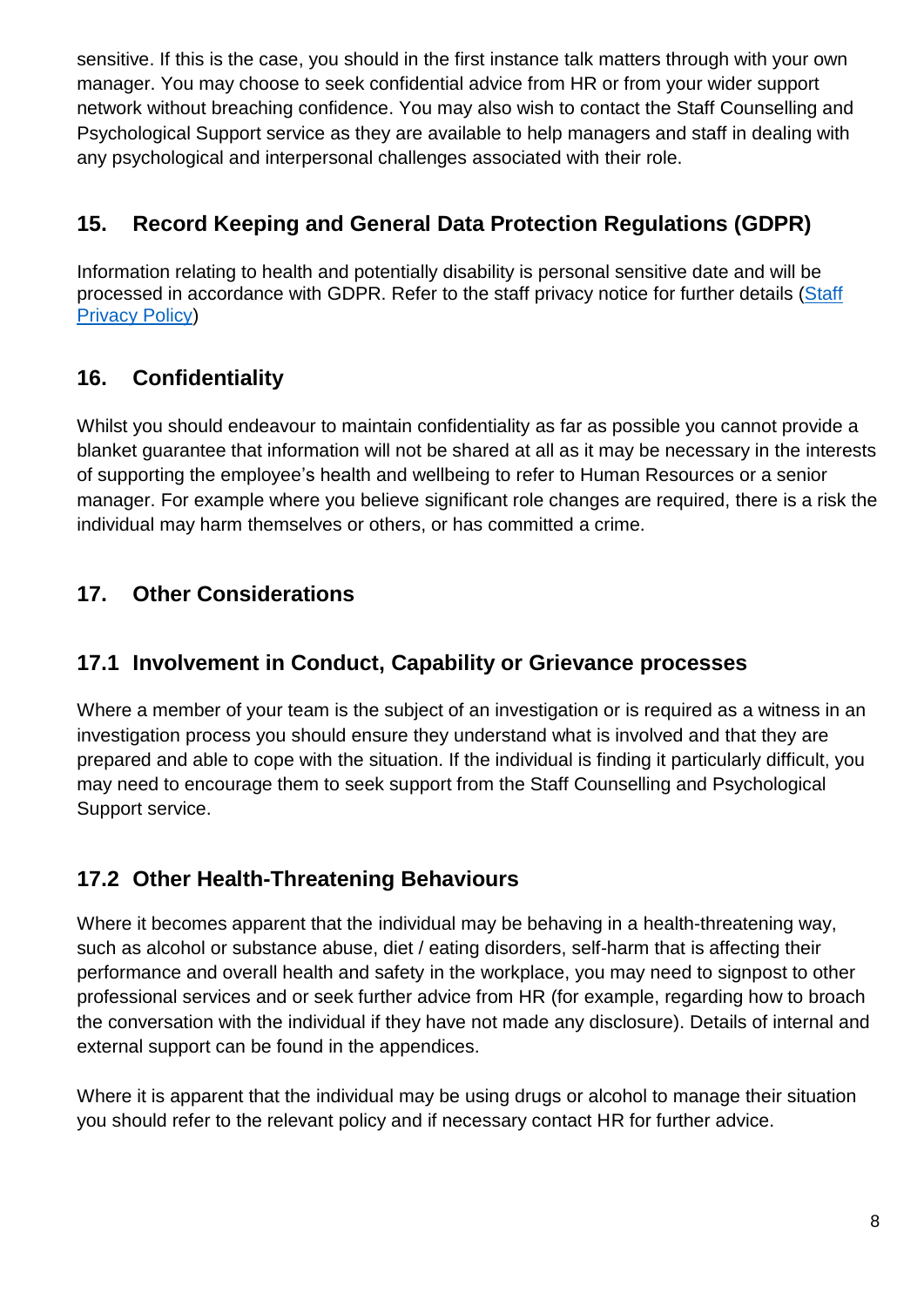sensitive. If this is the case, you should in the first instance talk matters through with your own manager. You may choose to seek confidential advice from HR or from your wider support network without breaching confidence. You may also wish to contact the Staff Counselling and Psychological Support service as they are available to help managers and staff in dealing with any psychological and interpersonal challenges associated with their role.

## 15. Record Keeping and General Data Protection Regulations (GDPR)

Information relating to health and potentially disability is personal sensitive date and will be processed in accordance with GDPR. Refer to the staff privacy notice for further details (Staff Privacy Policy)

## 16. Confidentiality

Whilst you should endeavour to maintain confidentiality as far as possible you cannot provide a blanket guarantee that information will not be shared at all as it may be necessary in the interests of supporting the employee's health and wellbeing to refer to Human Resources or a senior manager. For example where you believe significant role changes are required, there is a risk the individual may harm themselves or others, or has committed a crime.

## 17. Other Considerations

### 17.1 Involvement in Conduct, Capability or Grievance processes

Where a member of your team is the subject of an investigation or is required as a witness in an investigation process you should ensure they understand what is involved and that they are prepared and able to cope with the situation. If the individual is finding it particularly difficult, you may need to encourage them to seek support from the Staff Counselling and Psychological Support service.

### 17.2 Other Health-Threatening Behaviours

Where it becomes apparent that the individual may be behaving in a health-threatening way, such as alcohol or substance abuse, diet / eating disorders, self-harm that is affecting their performance and overall health and safety in the workplace, you may need to signpost to other professional services and or seek further advice from HR (for example, regarding how to broach the conversation with the individual if they have not made any disclosure). Details of internal and external support can be found in the appendices.

Where it is apparent that the individual may be using drugs or alcohol to manage their situation you should refer to the relevant policy and if necessary contact HR for further advice.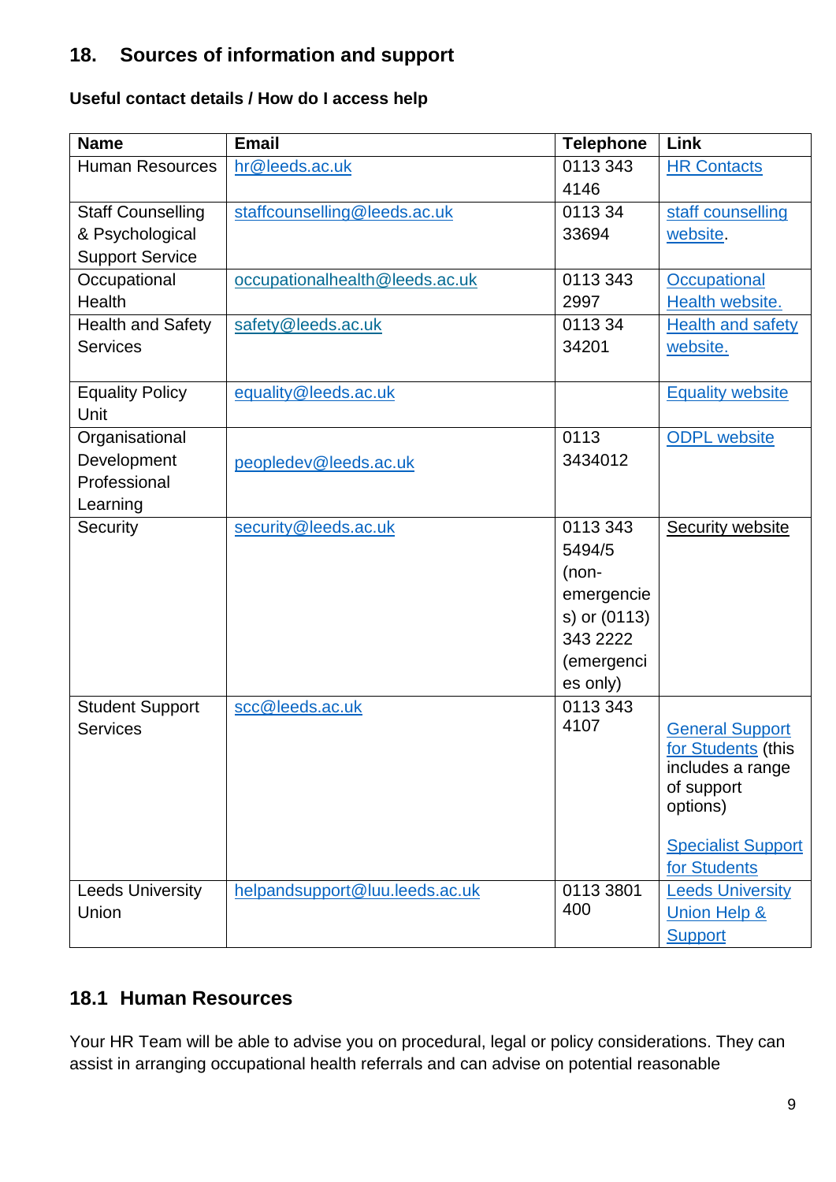## 18. Sources of information and support

**Useful contact details / How do I access help**

| Name | Email | Telephone | Link |
|---|---|---|---|
| Human Resources | hr@leeds.ac.uk | 0113 343 4146 | HR Contacts |
| Staff Counselling & Psychological Support Service | staffcounselling@leeds.ac.uk | 0113 34 33694 | staff counselling website. |
| Occupational Health | occupationalhealth@leeds.ac.uk | 0113 343 2997 | Occupational Health website. |
| Health and Safety Services | safety@leeds.ac.uk | 0113 34 34201 | Health and safety website. |
| Equality Policy Unit | equality@leeds.ac.uk | | Equality website |
| Organisational Development Professional Learning | peopledev@leeds.ac.uk | 0113 3434012 | ODPL website |
| Security | security@leeds.ac.uk | 0113 343 5494/5 (non-emergencies) or (0113) 343 2222 (emergencies only) | Security website |
| Student Support Services | scc@leeds.ac.uk | 0113 343 4107 | General Support for Students (this includes a range of support options)<br><br>Specialist Support for Students |
| Leeds University Union | helpandsupport@luu.leeds.ac.uk | 0113 3801 400 | Leeds University Union Help & Support |

### 18.1 Human Resources

Your HR Team will be able to advise you on procedural, legal or policy considerations. They can assist in arranging occupational health referrals and can advise on potential reasonable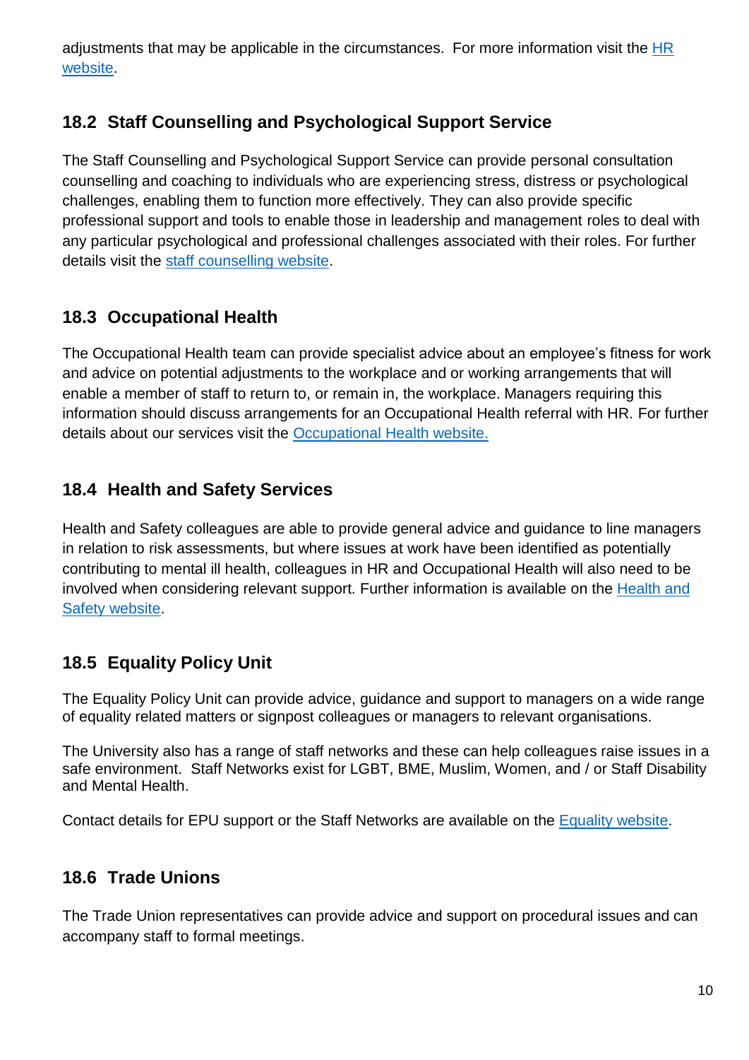adjustments that may be applicable in the circumstances. For more information visit the [HR website](#).

## 18.2 Staff Counselling and Psychological Support Service

The Staff Counselling and Psychological Support Service can provide personal consultation counselling and coaching to individuals who are experiencing stress, distress or psychological challenges, enabling them to function more effectively. They can also provide specific professional support and tools to enable those in leadership and management roles to deal with any particular psychological and professional challenges associated with their roles. For further details visit the [staff counselling website](#).

## 18.3 Occupational Health

The Occupational Health team can provide specialist advice about an employee's fitness for work and advice on potential adjustments to the workplace and or working arrangements that will enable a member of staff to return to, or remain in, the workplace. Managers requiring this information should discuss arrangements for an Occupational Health referral with HR. For further details about our services visit the [Occupational Health website.](#)

## 18.4 Health and Safety Services

Health and Safety colleagues are able to provide general advice and guidance to line managers in relation to risk assessments, but where issues at work have been identified as potentially contributing to mental ill health, colleagues in HR and Occupational Health will also need to be involved when considering relevant support. Further information is available on the [Health and Safety website](#).

## 18.5 Equality Policy Unit

The Equality Policy Unit can provide advice, guidance and support to managers on a wide range of equality related matters or signpost colleagues or managers to relevant organisations.

The University also has a range of staff networks and these can help colleagues raise issues in a safe environment. Staff Networks exist for LGBT, BME, Muslim, Women, and / or Staff Disability and Mental Health.

Contact details for EPU support or the Staff Networks are available on the [Equality website](#).

## 18.6 Trade Unions

The Trade Union representatives can provide advice and support on procedural issues and can accompany staff to formal meetings.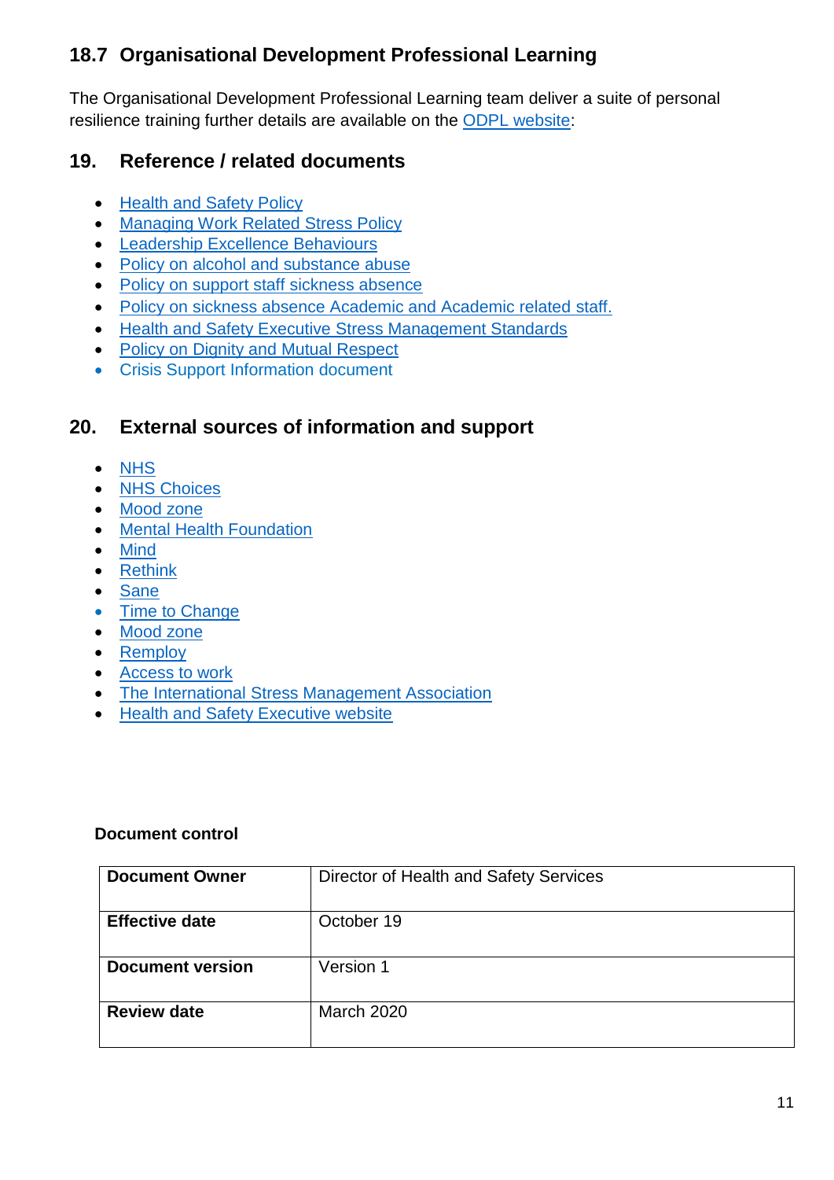## 18.7 Organisational Development Professional Learning

The Organisational Development Professional Learning team deliver a suite of personal resilience training further details are available on the ODPL website:

## 19. Reference / related documents

- Health and Safety Policy
- Managing Work Related Stress Policy
- Leadership Excellence Behaviours
- Policy on alcohol and substance abuse
- Policy on support staff sickness absence
- Policy on sickness absence Academic and Academic related staff.
- Health and Safety Executive Stress Management Standards
- Policy on Dignity and Mutual Respect
- Crisis Support Information document

## 20. External sources of information and support

- NHS
- NHS Choices
- Mood zone
- Mental Health Foundation
- Mind
- Rethink
- Sane
- Time to Change
- Mood zone
- Remploy
- Access to work
- The International Stress Management Association
- Health and Safety Executive website

**Document control**

| **Document Owner** | Director of Health and Safety Services |
|---|---|
| **Effective date** | October 19 |
| **Document version** | Version 1 |
| **Review date** | March 2020 |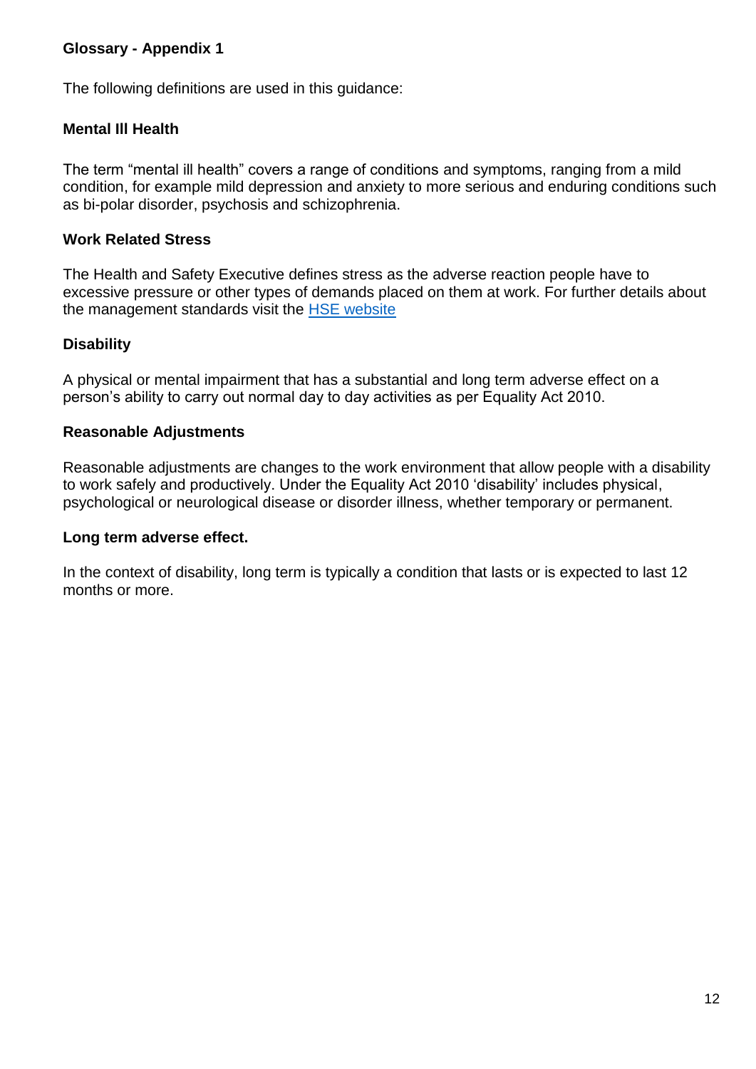## Glossary - Appendix 1

The following definitions are used in this guidance:

### Mental Ill Health

The term "mental ill health" covers a range of conditions and symptoms, ranging from a mild condition, for example mild depression and anxiety to more serious and enduring conditions such as bi-polar disorder, psychosis and schizophrenia.

### Work Related Stress

The Health and Safety Executive defines stress as the adverse reaction people have to excessive pressure or other types of demands placed on them at work. For further details about the management standards visit the HSE website

### Disability

A physical or mental impairment that has a substantial and long term adverse effect on a person's ability to carry out normal day to day activities as per Equality Act 2010.

### Reasonable Adjustments

Reasonable adjustments are changes to the work environment that allow people with a disability to work safely and productively. Under the Equality Act 2010 'disability' includes physical, psychological or neurological disease or disorder illness, whether temporary or permanent.

### Long term adverse effect.

In the context of disability, long term is typically a condition that lasts or is expected to last 12 months or more.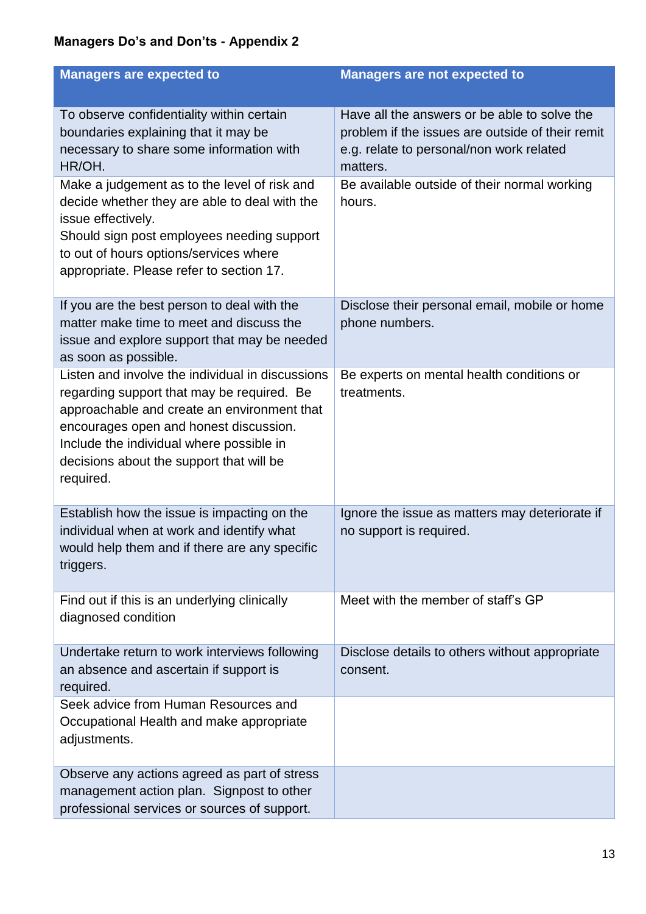**Managers Do's and Don'ts - Appendix 2**

| Managers are expected to | Managers are not expected to |
|---|---|
| To observe confidentiality within certain boundaries explaining that it may be necessary to share some information with HR/OH. | Have all the answers or be able to solve the problem if the issues are outside of their remit e.g. relate to personal/non work related matters. |
| Make a judgement as to the level of risk and decide whether they are able to deal with the issue effectively.<br>Should sign post employees needing support to out of hours options/services where appropriate. Please refer to section 17. | Be available outside of their normal working hours. |
| If you are the best person to deal with the matter make time to meet and discuss the issue and explore support that may be needed as soon as possible. | Disclose their personal email, mobile or home phone numbers. |
| Listen and involve the individual in discussions regarding support that may be required. Be approachable and create an environment that encourages open and honest discussion. Include the individual where possible in decisions about the support that will be required. | Be experts on mental health conditions or treatments. |
| Establish how the issue is impacting on the individual when at work and identify what would help them and if there are any specific triggers. | Ignore the issue as matters may deteriorate if no support is required. |
| Find out if this is an underlying clinically diagnosed condition | Meet with the member of staff's GP |
| Undertake return to work interviews following an absence and ascertain if support is required. | Disclose details to others without appropriate consent. |
| Seek advice from Human Resources and Occupational Health and make appropriate adjustments. | |
| Observe any actions agreed as part of stress management action plan. Signpost to other professional services or sources of support. | |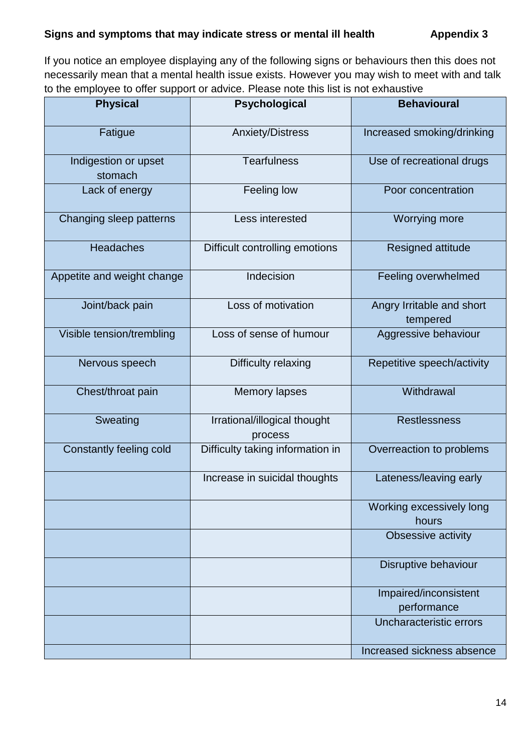**Signs and symptoms that may indicate stress or mental ill health** **Appendix 3**

If you notice an employee displaying any of the following signs or behaviours then this does not necessarily mean that a mental health issue exists. However you may wish to meet with and talk to the employee to offer support or advice. Please note this list is not exhaustive

| Physical | Psychological | Behavioural |
|---|---|---|
| Fatigue | Anxiety/Distress | Increased smoking/drinking |
| Indigestion or upset stomach | Tearfulness | Use of recreational drugs |
| Lack of energy | Feeling low | Poor concentration |
| Changing sleep patterns | Less interested | Worrying more |
| Headaches | Difficult controlling emotions | Resigned attitude |
| Appetite and weight change | Indecision | Feeling overwhelmed |
| Joint/back pain | Loss of motivation | Angry Irritable and short tempered |
| Visible tension/trembling | Loss of sense of humour | Aggressive behaviour |
| Nervous speech | Difficulty relaxing | Repetitive speech/activity |
| Chest/throat pain | Memory lapses | Withdrawal |
| Sweating | Irrational/illogical thought process | Restlessness |
| Constantly feeling cold | Difficulty taking information in | Overreaction to problems |
| | Increase in suicidal thoughts | Lateness/leaving early |
| | | Working excessively long hours |
| | | Obsessive activity |
| | | Disruptive behaviour |
| | | Impaired/inconsistent performance |
| | | Uncharacteristic errors |
| | | Increased sickness absence |